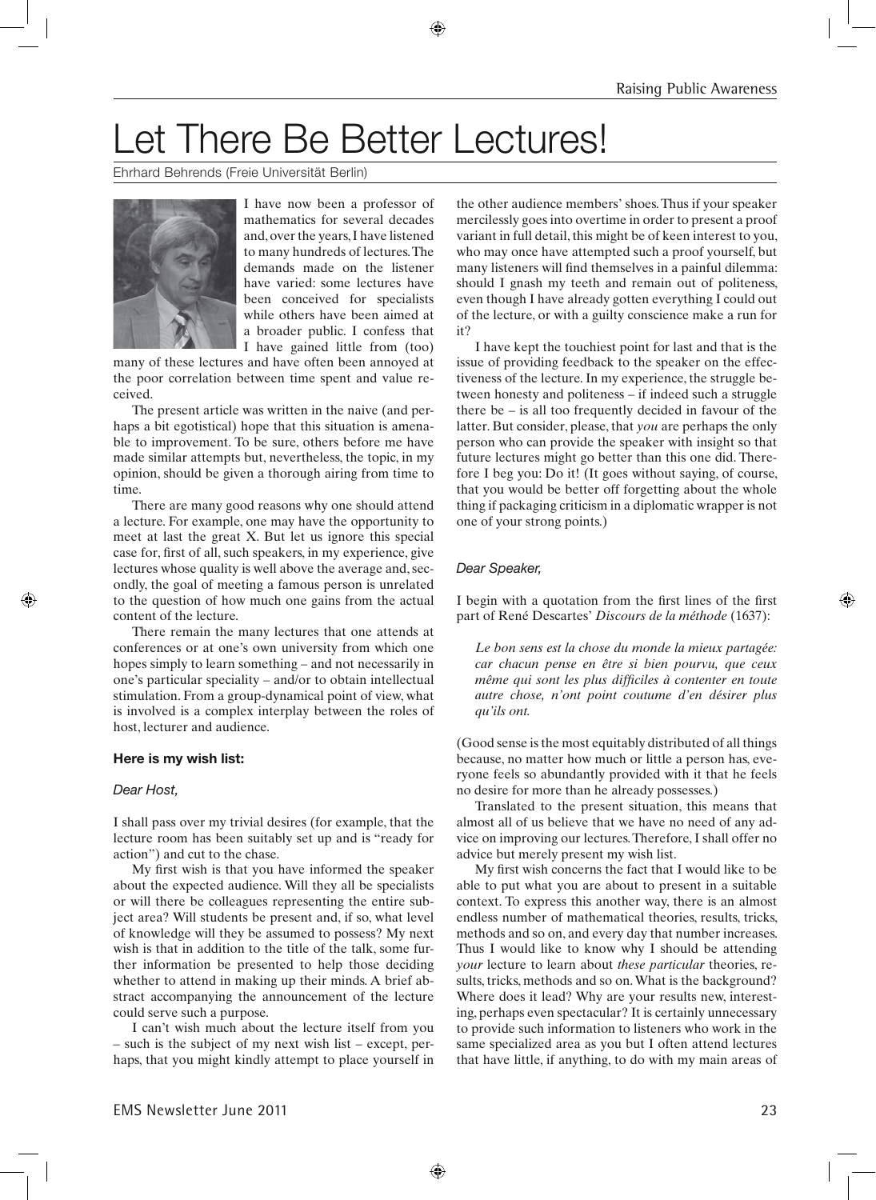# Let There Be Better Lectures!

Ehrhard Behrends (Freie Universität Berlin)

I have now been a professor of mathematics for several decades and, over the years, I have listened to many hundreds of lectures. The demands made on the listener have varied: some lectures have been conceived for specialists while others have been aimed at a broader public. I confess that I have gained little from (too) many of these lectures and have often been annoyed at the poor correlation between time spent and value received.

The present article was written in the naive (and perhaps a bit egotistical) hope that this situation is amenable to improvement. To be sure, others before me have made similar attempts but, nevertheless, the topic, in my opinion, should be given a thorough airing from time to time.

There are many good reasons why one should attend a lecture. For example, one may have the opportunity to meet at last the great X. But let us ignore this special case for, first of all, such speakers, in my experience, give lectures whose quality is well above the average and, secondly, the goal of meeting a famous person is unrelated to the question of how much one gains from the actual content of the lecture.

There remain the many lectures that one attends at conferences or at one's own university from which one hopes simply to learn something – and not necessarily in one's particular speciality – and/or to obtain intellectual stimulation. From a group-dynamical point of view, what is involved is a complex interplay between the roles of host, lecturer and audience.

**Here is my wish list:**

*Dear Host,*

I shall pass over my trivial desires (for example, that the lecture room has been suitably set up and is "ready for action") and cut to the chase.

My first wish is that you have informed the speaker about the expected audience. Will they all be specialists or will there be colleagues representing the entire subject area? Will students be present and, if so, what level of knowledge will they be assumed to possess? My next wish is that in addition to the title of the talk, some further information be presented to help those deciding whether to attend in making up their minds. A brief abstract accompanying the announcement of the lecture could serve such a purpose.

I can't wish much about the lecture itself from you – such is the subject of my next wish list – except, perhaps, that you might kindly attempt to place yourself in the other audience members' shoes. Thus if your speaker mercilessly goes into overtime in order to present a proof variant in full detail, this might be of keen interest to you, who may once have attempted such a proof yourself, but many listeners will find themselves in a painful dilemma: should I gnash my teeth and remain out of politeness, even though I have already gotten everything I could out of the lecture, or with a guilty conscience make a run for it?

I have kept the touchiest point for last and that is the issue of providing feedback to the speaker on the effectiveness of the lecture. In my experience, the struggle between honesty and politeness – if indeed such a struggle there be – is all too frequently decided in favour of the latter. But consider, please, that *you* are perhaps the only person who can provide the speaker with insight so that future lectures might go better than this one did. Therefore I beg you: Do it! (It goes without saying, of course, that you would be better off forgetting about the whole thing if packaging criticism in a diplomatic wrapper is not one of your strong points.)

*Dear Speaker,*

I begin with a quotation from the first lines of the first part of René Descartes' *Discours de la méthode* (1637):

> *Le bon sens est la chose du monde la mieux partagée: car chacun pense en être si bien pourvu, que ceux même qui sont les plus difficiles à contenter en toute autre chose, n'ont point coutume d'en désirer plus qu'ils ont.*

(Good sense is the most equitably distributed of all things because, no matter how much or little a person has, everyone feels so abundantly provided with it that he feels no desire for more than he already possesses.)

Translated to the present situation, this means that almost all of us believe that we have no need of any advice on improving our lectures. Therefore, I shall offer no advice but merely present my wish list.

My first wish concerns the fact that I would like to be able to put what you are about to present in a suitable context. To express this another way, there is an almost endless number of mathematical theories, results, tricks, methods and so on, and every day that number increases. Thus I would like to know why I should be attending *your* lecture to learn about *these particular* theories, results, tricks, methods and so on. What is the background? Where does it lead? Why are your results new, interesting, perhaps even spectacular? It is certainly unnecessary to provide such information to listeners who work in the same specialized area as you but I often attend lectures that have little, if anything, to do with my main areas of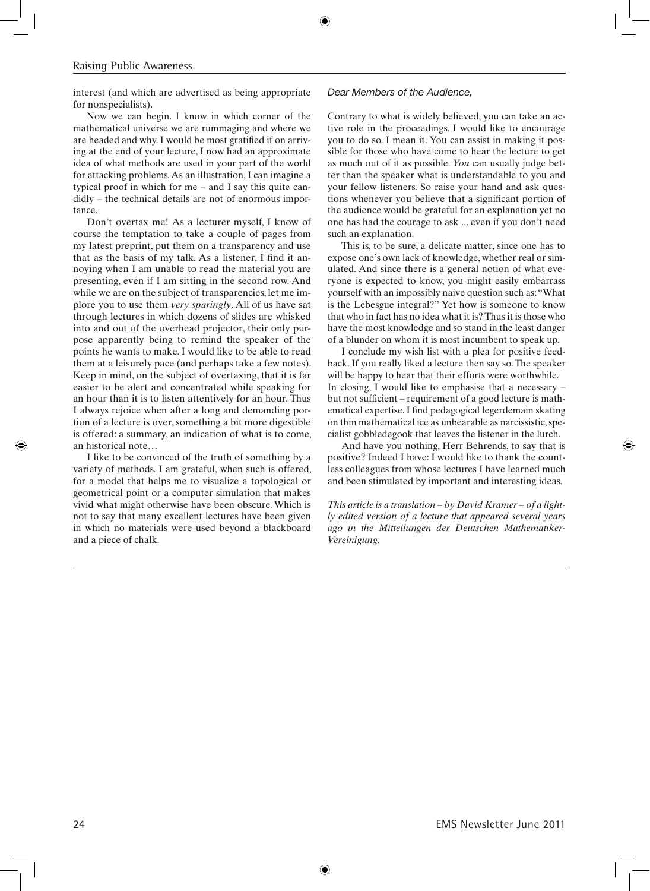interest (and which are advertised as being appropriate for nonspecialists).

Now we can begin. I know in which corner of the mathematical universe we are rummaging and where we are headed and why. I would be most gratified if on arriving at the end of your lecture, I now had an approximate idea of what methods are used in your part of the world for attacking problems. As an illustration, I can imagine a typical proof in which for me – and I say this quite candidly – the technical details are not of enormous importance.

Don't overtax me! As a lecturer myself, I know of course the temptation to take a couple of pages from my latest preprint, put them on a transparency and use that as the basis of my talk. As a listener, I find it annoying when I am unable to read the material you are presenting, even if I am sitting in the second row. And while we are on the subject of transparencies, let me implore you to use them *very sparingly*. All of us have sat through lectures in which dozens of slides are whisked into and out of the overhead projector, their only purpose apparently being to remind the speaker of the points he wants to make. I would like to be able to read them at a leisurely pace (and perhaps take a few notes). Keep in mind, on the subject of overtaxing, that it is far easier to be alert and concentrated while speaking for an hour than it is to listen attentively for an hour. Thus I always rejoice when after a long and demanding portion of a lecture is over, something a bit more digestible is offered: a summary, an indication of what is to come, an historical note…

I like to be convinced of the truth of something by a variety of methods. I am grateful, when such is offered, for a model that helps me to visualize a topological or geometrical point or a computer simulation that makes vivid what might otherwise have been obscure. Which is not to say that many excellent lectures have been given in which no materials were used beyond a blackboard and a piece of chalk.

*Dear Members of the Audience,*

Contrary to what is widely believed, you can take an active role in the proceedings. I would like to encourage you to do so. I mean it. You can assist in making it possible for those who have come to hear the lecture to get as much out of it as possible. *You* can usually judge better than the speaker what is understandable to you and your fellow listeners. So raise your hand and ask questions whenever you believe that a significant portion of the audience would be grateful for an explanation yet no one has had the courage to ask ... even if you don't need such an explanation.

This is, to be sure, a delicate matter, since one has to expose one's own lack of knowledge, whether real or simulated. And since there is a general notion of what everyone is expected to know, you might easily embarrass yourself with an impossibly naive question such as: "What is the Lebesgue integral?" Yet how is someone to know that who in fact has no idea what it is? Thus it is those who have the most knowledge and so stand in the least danger of a blunder on whom it is most incumbent to speak up.

I conclude my wish list with a plea for positive feedback. If you really liked a lecture then say so. The speaker will be happy to hear that their efforts were worthwhile.

In closing, I would like to emphasise that a necessary – but not sufficient – requirement of a good lecture is mathematical expertise. I find pedagogical legerdemain skating on thin mathematical ice as unbearable as narcissistic, specialist gobbledegook that leaves the listener in the lurch.

And have you nothing, Herr Behrends, to say that is positive? Indeed I have: I would like to thank the countless colleagues from whose lectures I have learned much and been stimulated by important and interesting ideas.

*This article is a translation – by David Kramer – of a lightly edited version of a lecture that appeared several years ago in the Mitteilungen der Deutschen Mathematiker-Vereinigung.*